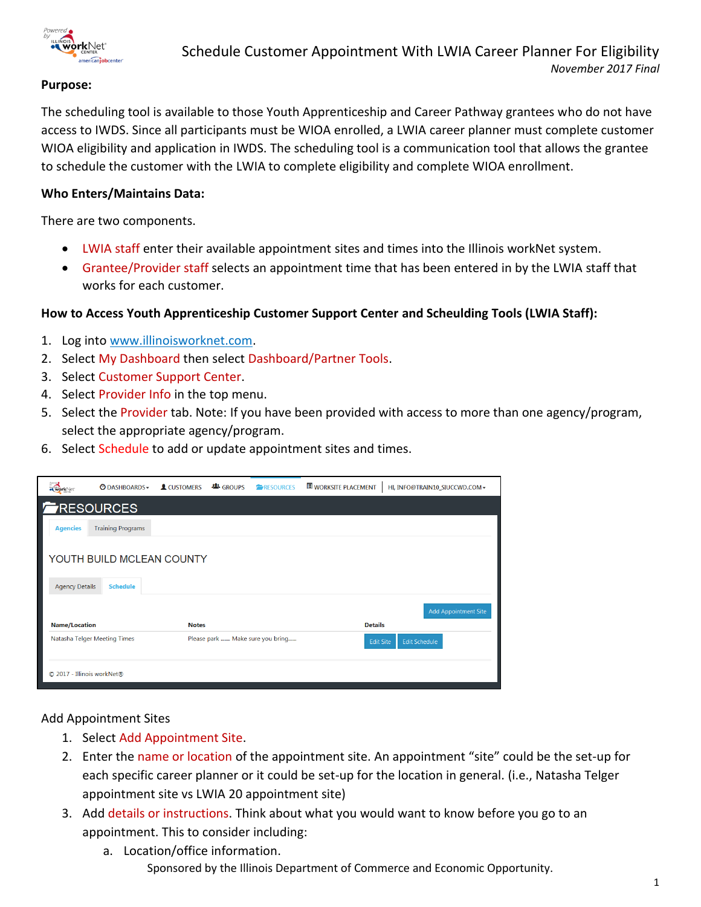# Schedule Customer Appointment With LWIA Career Planner For Eligibility

*November 2017 Final*

**Purpose:**

The scheduling tool is available to those Youth Apprenticeship and Career Pathway grantees who do not have access to IWDS. Since all participants must be WIOA enrolled, a LWIA career planner must complete customer WIOA eligibility and application in IWDS. The scheduling tool is a communication tool that allows the grantee to schedule the customer with the LWIA to complete eligibility and complete WIOA enrollment.

**Who Enters/Maintains Data:**

There are two components.

- LWIA staff enter their available appointment sites and times into the Illinois workNet system.
- Grantee/Provider staff selects an appointment time that has been entered in by the LWIA staff that works for each customer.

**How to Access Youth Apprenticeship Customer Support Center and Scheulding Tools (LWIA Staff):**

1. Log into www.illinoisworknet.com.
2. Select My Dashboard then select Dashboard/Partner Tools.
3. Select Customer Support Center.
4. Select Provider Info in the top menu.
5. Select the Provider tab. Note: If you have been provided with access to more than one agency/program, select the appropriate agency/program.
6. Select Schedule to add or update appointment sites and times.

Add Appointment Sites

1. Select Add Appointment Site.
2. Enter the name or location of the appointment site. An appointment "site" could be the set-up for each specific career planner or it could be set-up for the location in general. (i.e., Natasha Telger appointment site vs LWIA 20 appointment site)
3. Add details or instructions. Think about what you would want to know before you go to an appointment. This to consider including:
   a. Location/office information.

Sponsored by the Illinois Department of Commerce and Economic Opportunity.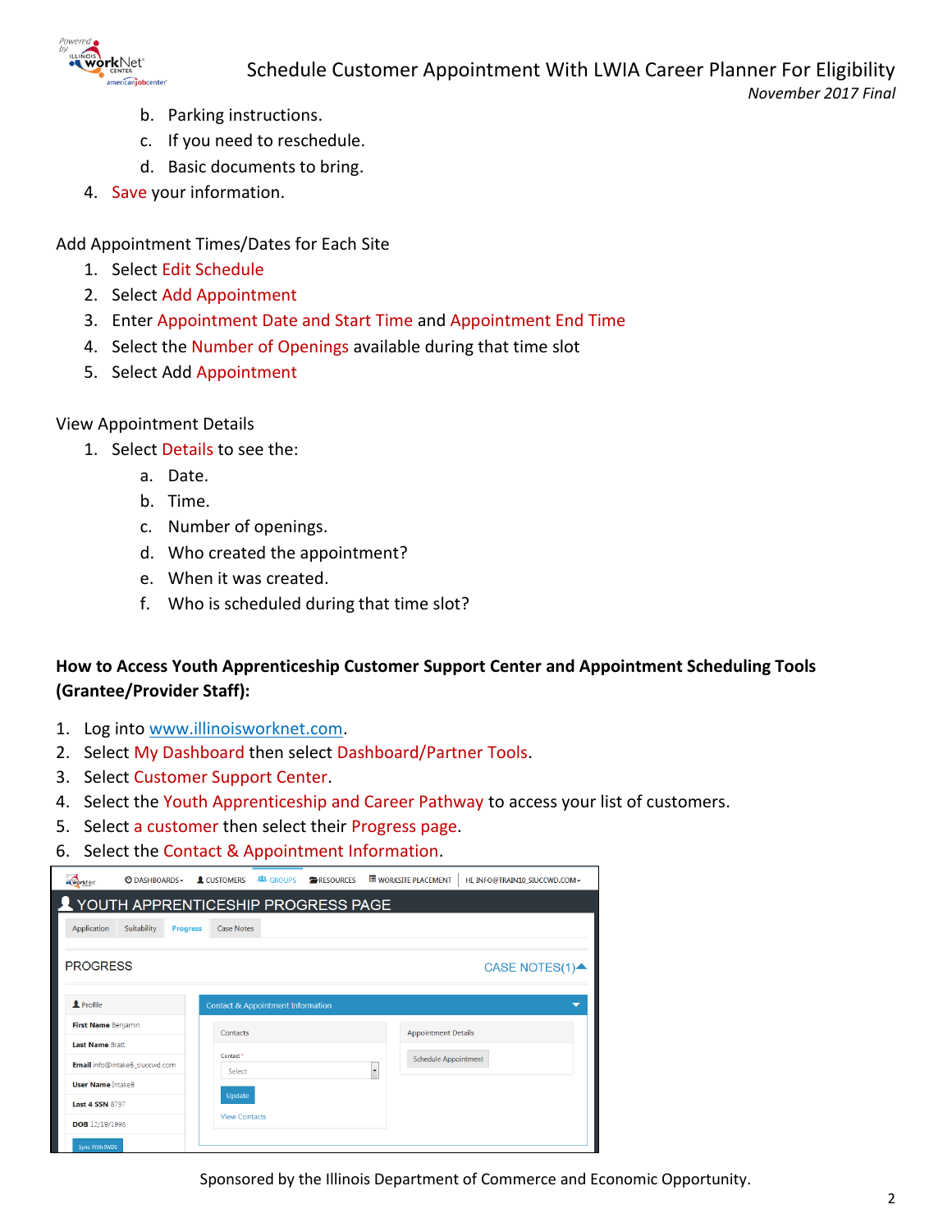b. Parking instructions.
   c. If you need to reschedule.
   d. Basic documents to bring.
4. Save your information.

Add Appointment Times/Dates for Each Site

1. Select Edit Schedule
2. Select Add Appointment
3. Enter Appointment Date and Start Time and Appointment End Time
4. Select the Number of Openings available during that time slot
5. Select Add Appointment

View Appointment Details

1. Select Details to see the:
   a. Date.
   b. Time.
   c. Number of openings.
   d. Who created the appointment?
   e. When it was created.
   f. Who is scheduled during that time slot?

**How to Access Youth Apprenticeship Customer Support Center and Appointment Scheduling Tools (Grantee/Provider Staff):**

1. Log into www.illinoisworknet.com.
2. Select My Dashboard then select Dashboard/Partner Tools.
3. Select Customer Support Center.
4. Select the Youth Apprenticeship and Career Pathway to access your list of customers.
5. Select a customer then select their Progress page.
6. Select the Contact & Appointment Information.

Sponsored by the Illinois Department of Commerce and Economic Opportunity.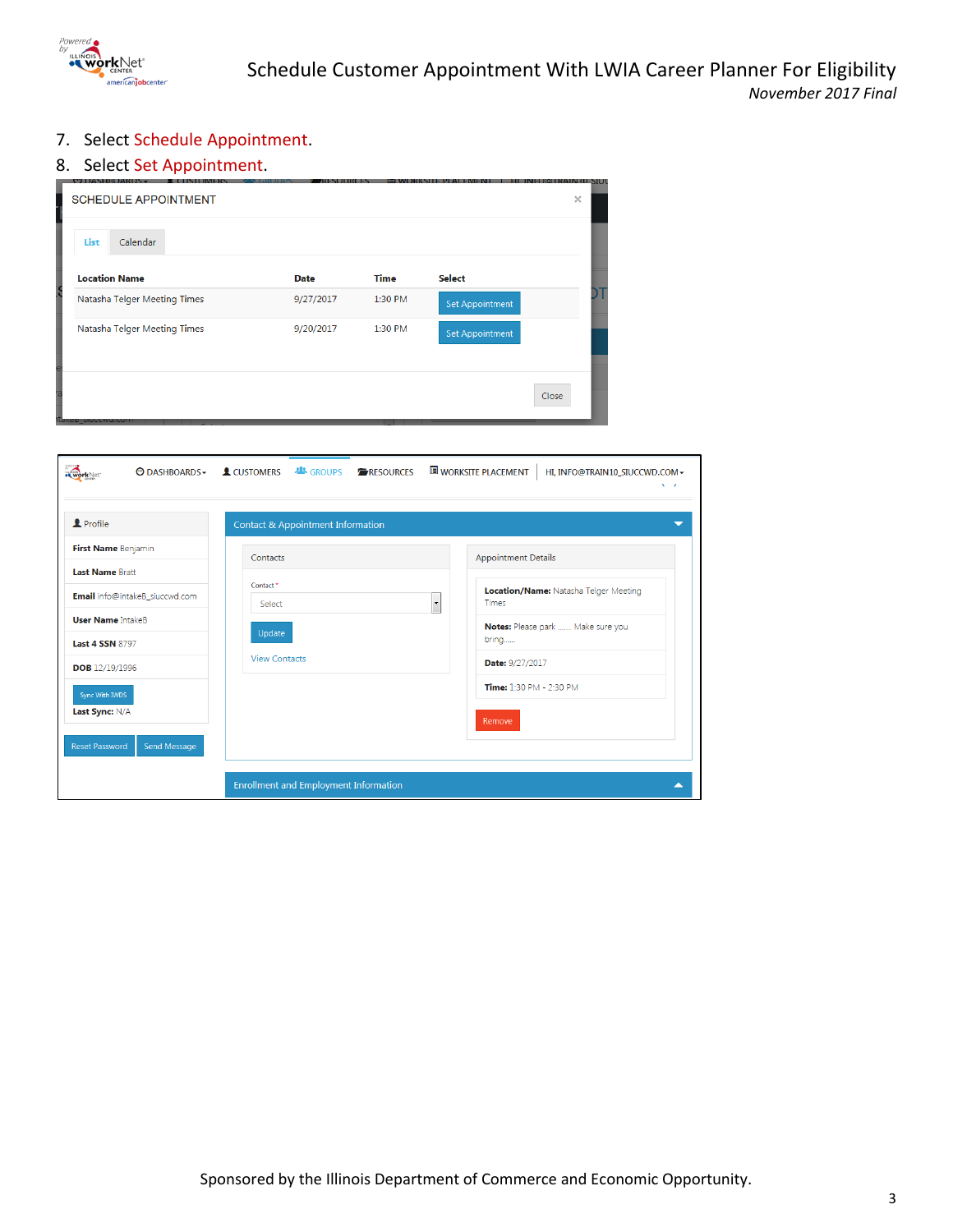7. Select Schedule Appointment.
8. Select Set Appointment.

SCHEDULE APPOINTMENT

List | Calendar

| Location Name | Date | Time | Select |
|---|---|---|---|
| Natasha Telger Meeting Times | 9/27/2017 | 1:30 PM | Set Appointment |
| Natasha Telger Meeting Times | 9/20/2017 | 1:30 PM | Set Appointment |

Close

DASHBOARDS | CUSTOMERS | GROUPS | RESOURCES | WORKSITE PLACEMENT | HI, INFO@TRAIN10_SIUCCWD.COM

**Profile**

**First Name** Benjamin

**Last Name** Bratt

**Email** info@IntakeB_siuccwd.com

**User Name** IntakeB

**Last 4 SSN** 8797

**DOB** 12/19/1996

Sync With IWDS

**Last Sync:** N/A

Reset Password | Send Message

Contact & Appointment Information

Contacts

Contact *

Select

Update

View Contacts

Appointment Details

**Location/Name:** Natasha Telger Meeting Times

**Notes:** Please park ...... Make sure you bring......

**Date:** 9/27/2017

**Time:** 1:30 PM - 2:30 PM

Remove

Enrollment and Employment Information

Sponsored by the Illinois Department of Commerce and Economic Opportunity.